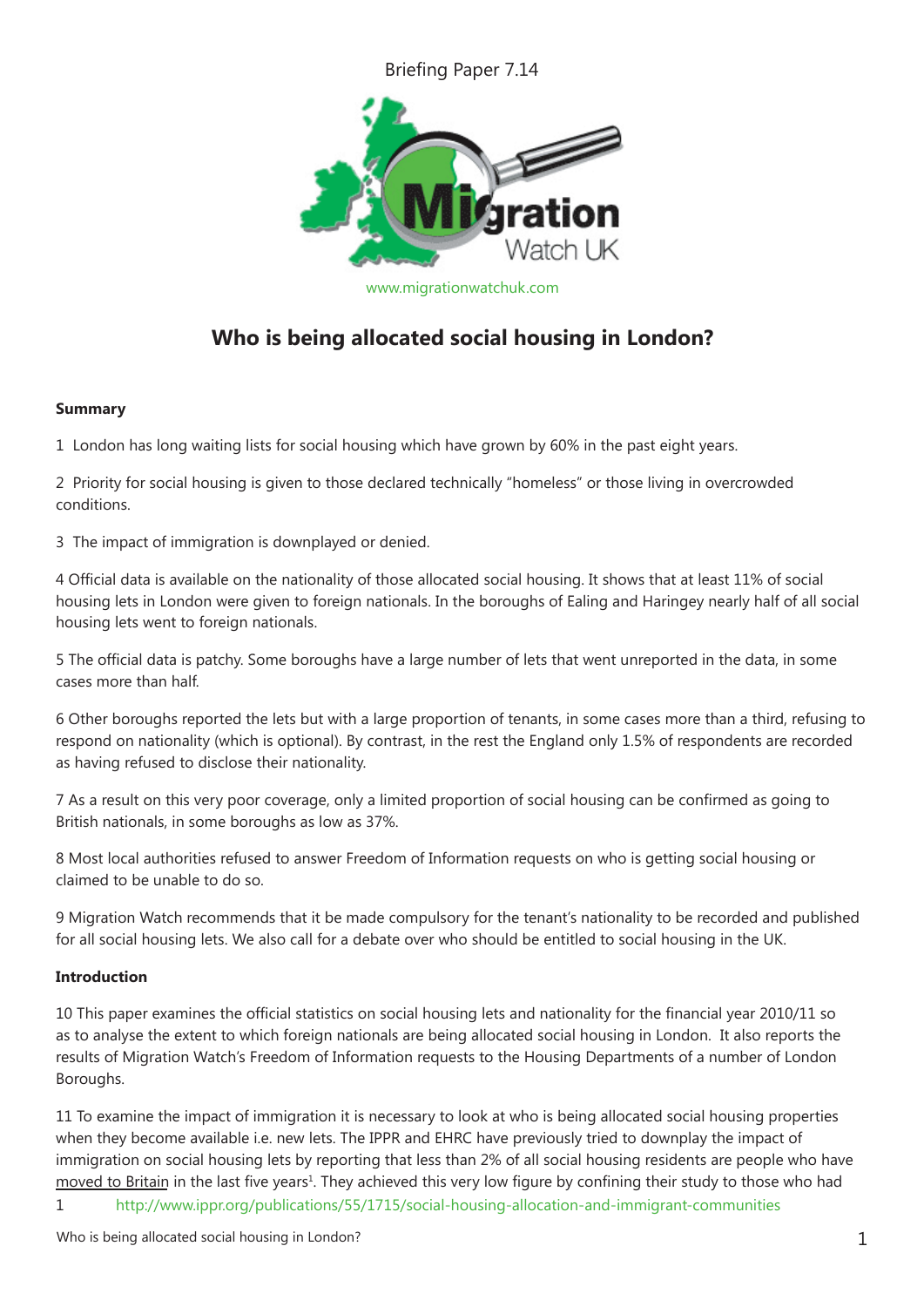Briefing Paper 7.14

www.migrationwatchuk.com

# Who is being allocated social housing in London?

**Summary**

1 London has long waiting lists for social housing which have grown by 60% in the past eight years.

2 Priority for social housing is given to those declared technically "homeless" or those living in overcrowded conditions.

3 The impact of immigration is downplayed or denied.

4 Official data is available on the nationality of those allocated social housing. It shows that at least 11% of social housing lets in London were given to foreign nationals. In the boroughs of Ealing and Haringey nearly half of all social housing lets went to foreign nationals.

5 The official data is patchy. Some boroughs have a large number of lets that went unreported in the data, in some cases more than half.

6 Other boroughs reported the lets but with a large proportion of tenants, in some cases more than a third, refusing to respond on nationality (which is optional). By contrast, in the rest the England only 1.5% of respondents are recorded as having refused to disclose their nationality.

7 As a result on this very poor coverage, only a limited proportion of social housing can be confirmed as going to British nationals, in some boroughs as low as 37%.

8 Most local authorities refused to answer Freedom of Information requests on who is getting social housing or claimed to be unable to do so.

9 Migration Watch recommends that it be made compulsory for the tenant's nationality to be recorded and published for all social housing lets. We also call for a debate over who should be entitled to social housing in the UK.

**Introduction**

10 This paper examines the official statistics on social housing lets and nationality for the financial year 2010/11 so as to analyse the extent to which foreign nationals are being allocated social housing in London. It also reports the results of Migration Watch's Freedom of Information requests to the Housing Departments of a number of London Boroughs.

11 To examine the impact of immigration it is necessary to look at who is being allocated social housing properties when they become available i.e. new lets. The IPPR and EHRC have previously tried to downplay the impact of immigration on social housing lets by reporting that less than 2% of all social housing residents are people who have moved to Britain in the last five years[1]. They achieved this very low figure by confining their study to those who had

1 http://www.ippr.org/publications/55/1715/social-housing-allocation-and-immigrant-communities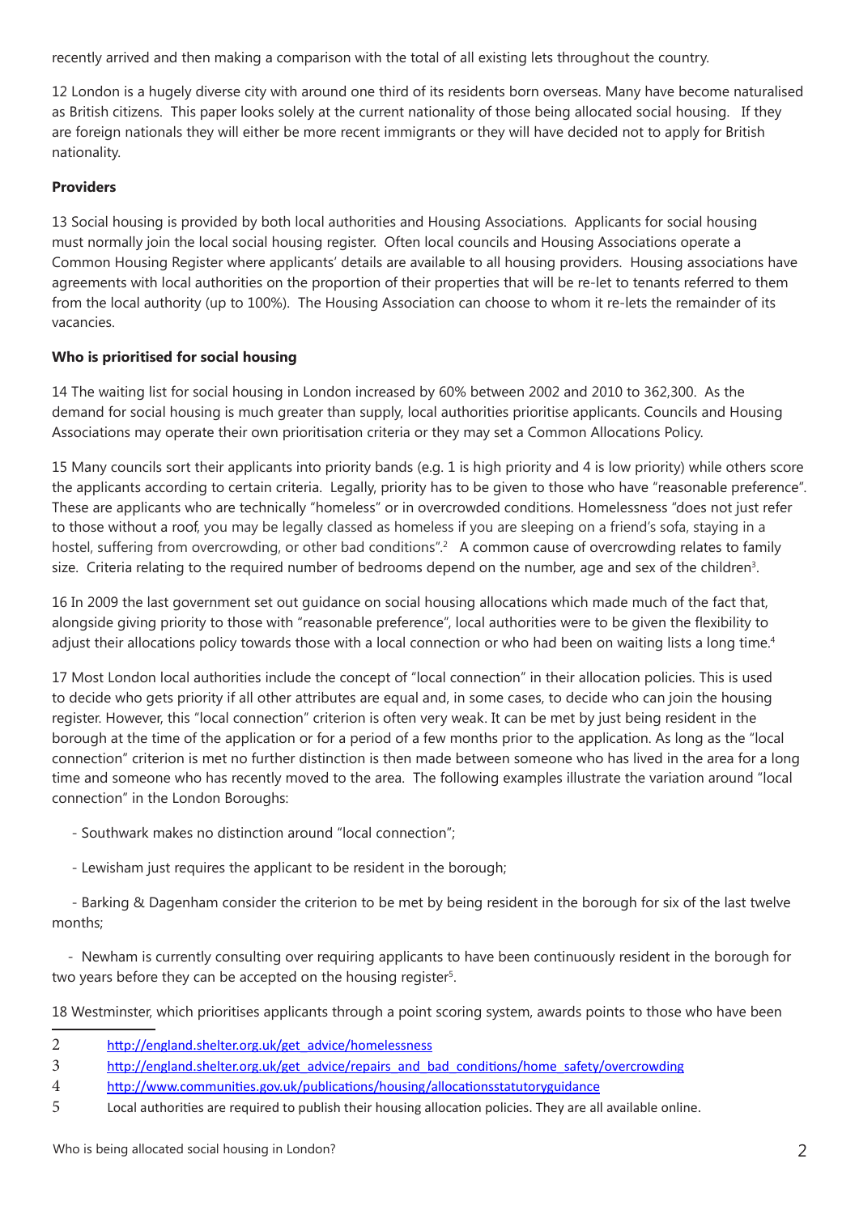recently arrived and then making a comparison with the total of all existing lets throughout the country.

12 London is a hugely diverse city with around one third of its residents born overseas. Many have become naturalised as British citizens. This paper looks solely at the current nationality of those being allocated social housing. If they are foreign nationals they will either be more recent immigrants or they will have decided not to apply for British nationality.

**Providers**

13 Social housing is provided by both local authorities and Housing Associations. Applicants for social housing must normally join the local social housing register. Often local councils and Housing Associations operate a Common Housing Register where applicants' details are available to all housing providers. Housing associations have agreements with local authorities on the proportion of their properties that will be re-let to tenants referred to them from the local authority (up to 100%). The Housing Association can choose to whom it re-lets the remainder of its vacancies.

**Who is prioritised for social housing**

14 The waiting list for social housing in London increased by 60% between 2002 and 2010 to 362,300. As the demand for social housing is much greater than supply, local authorities prioritise applicants. Councils and Housing Associations may operate their own prioritisation criteria or they may set a Common Allocations Policy.

15 Many councils sort their applicants into priority bands (e.g. 1 is high priority and 4 is low priority) while others score the applicants according to certain criteria. Legally, priority has to be given to those who have "reasonable preference". These are applicants who are technically "homeless" or in overcrowded conditions. Homelessness "does not just refer to those without a roof, you may be legally classed as homeless if you are sleeping on a friend's sofa, staying in a hostel, suffering from overcrowding, or other bad conditions".[2] A common cause of overcrowding relates to family size. Criteria relating to the required number of bedrooms depend on the number, age and sex of the children[3].

16 In 2009 the last government set out guidance on social housing allocations which made much of the fact that, alongside giving priority to those with "reasonable preference", local authorities were to be given the flexibility to adjust their allocations policy towards those with a local connection or who had been on waiting lists a long time.[4]

17 Most London local authorities include the concept of "local connection" in their allocation policies. This is used to decide who gets priority if all other attributes are equal and, in some cases, to decide who can join the housing register. However, this "local connection" criterion is often very weak. It can be met by just being resident in the borough at the time of the application or for a period of a few months prior to the application. As long as the "local connection" criterion is met no further distinction is then made between someone who has lived in the area for a long time and someone who has recently moved to the area. The following examples illustrate the variation around "local connection" in the London Boroughs:

- Southwark makes no distinction around "local connection";
- Lewisham just requires the applicant to be resident in the borough;
- Barking & Dagenham consider the criterion to be met by being resident in the borough for six of the last twelve months;
- Newham is currently consulting over requiring applicants to have been continuously resident in the borough for two years before they can be accepted on the housing register[5].

18 Westminster, which prioritises applicants through a point scoring system, awards points to those who have been

---

2 http://england.shelter.org.uk/get_advice/homelessness

3 http://england.shelter.org.uk/get_advice/repairs_and_bad_conditions/home_safety/overcrowding

4 http://www.communities.gov.uk/publications/housing/allocationsstatutoryguidance

5 Local authorities are required to publish their housing allocation policies. They are all available online.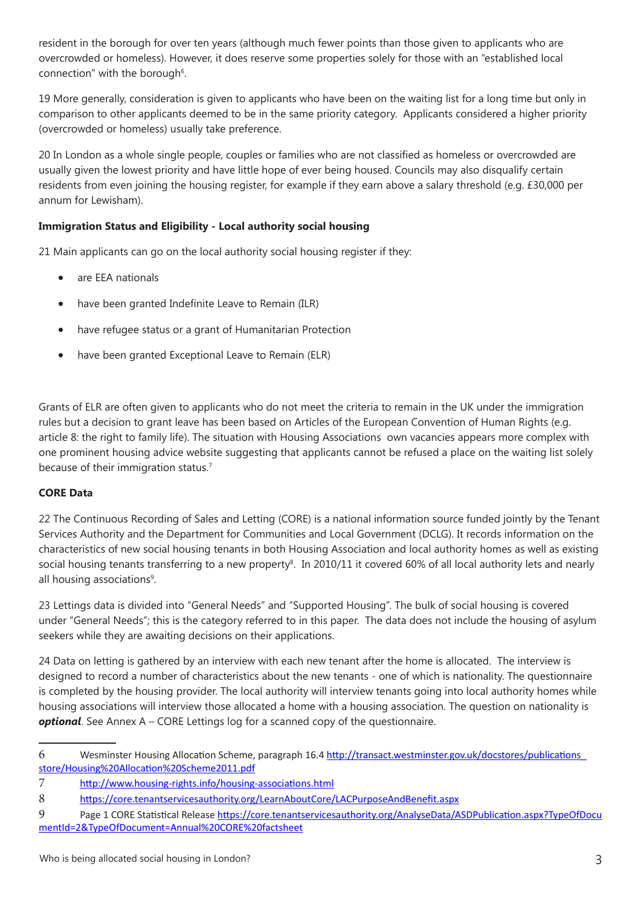resident in the borough for over ten years (although much fewer points than those given to applicants who are overcrowded or homeless). However, it does reserve some properties solely for those with an "established local connection" with the borough[6].

19 More generally, consideration is given to applicants who have been on the waiting list for a long time but only in comparison to other applicants deemed to be in the same priority category. Applicants considered a higher priority (overcrowded or homeless) usually take preference.

20 In London as a whole single people, couples or families who are not classified as homeless or overcrowded are usually given the lowest priority and have little hope of ever being housed. Councils may also disqualify certain residents from even joining the housing register, for example if they earn above a salary threshold (e.g. £30,000 per annum for Lewisham).

**Immigration Status and Eligibility - Local authority social housing**

21 Main applicants can go on the local authority social housing register if they:

- are EEA nationals
- have been granted Indefinite Leave to Remain (ILR)
- have refugee status or a grant of Humanitarian Protection
- have been granted Exceptional Leave to Remain (ELR)

Grants of ELR are often given to applicants who do not meet the criteria to remain in the UK under the immigration rules but a decision to grant leave has been based on Articles of the European Convention of Human Rights (e.g. article 8: the right to family life). The situation with Housing Associations own vacancies appears more complex with one prominent housing advice website suggesting that applicants cannot be refused a place on the waiting list solely because of their immigration status.[7]

**CORE Data**

22 The Continuous Recording of Sales and Letting (CORE) is a national information source funded jointly by the Tenant Services Authority and the Department for Communities and Local Government (DCLG). It records information on the characteristics of new social housing tenants in both Housing Association and local authority homes as well as existing social housing tenants transferring to a new property[8]. In 2010/11 it covered 60% of all local authority lets and nearly all housing associations[9].

23 Lettings data is divided into "General Needs" and "Supported Housing". The bulk of social housing is covered under "General Needs"; this is the category referred to in this paper. The data does not include the housing of asylum seekers while they are awaiting decisions on their applications.

24 Data on letting is gathered by an interview with each new tenant after the home is allocated. The interview is designed to record a number of characteristics about the new tenants - one of which is nationality. The questionnaire is completed by the housing provider. The local authority will interview tenants going into local authority homes while housing associations will interview those allocated a home with a housing association. The question on nationality is ***optional***. See Annex A – CORE Lettings log for a scanned copy of the questionnaire.

---

6 Wesminster Housing Allocation Scheme, paragraph 16.4 http://transact.westminster.gov.uk/docstores/publications_store/Housing%20Allocation%20Scheme2011.pdf

7 http://www.housing-rights.info/housing-associations.html

8 https://core.tenantservicesauthority.org/LearnAboutCore/LACPurposeAndBenefit.aspx

9 Page 1 CORE Statistical Release https://core.tenantservicesauthority.org/AnalyseData/ASDPublication.aspx?TypeOfDocumentId=2&TypeOfDocument=Annual%20CORE%20factsheet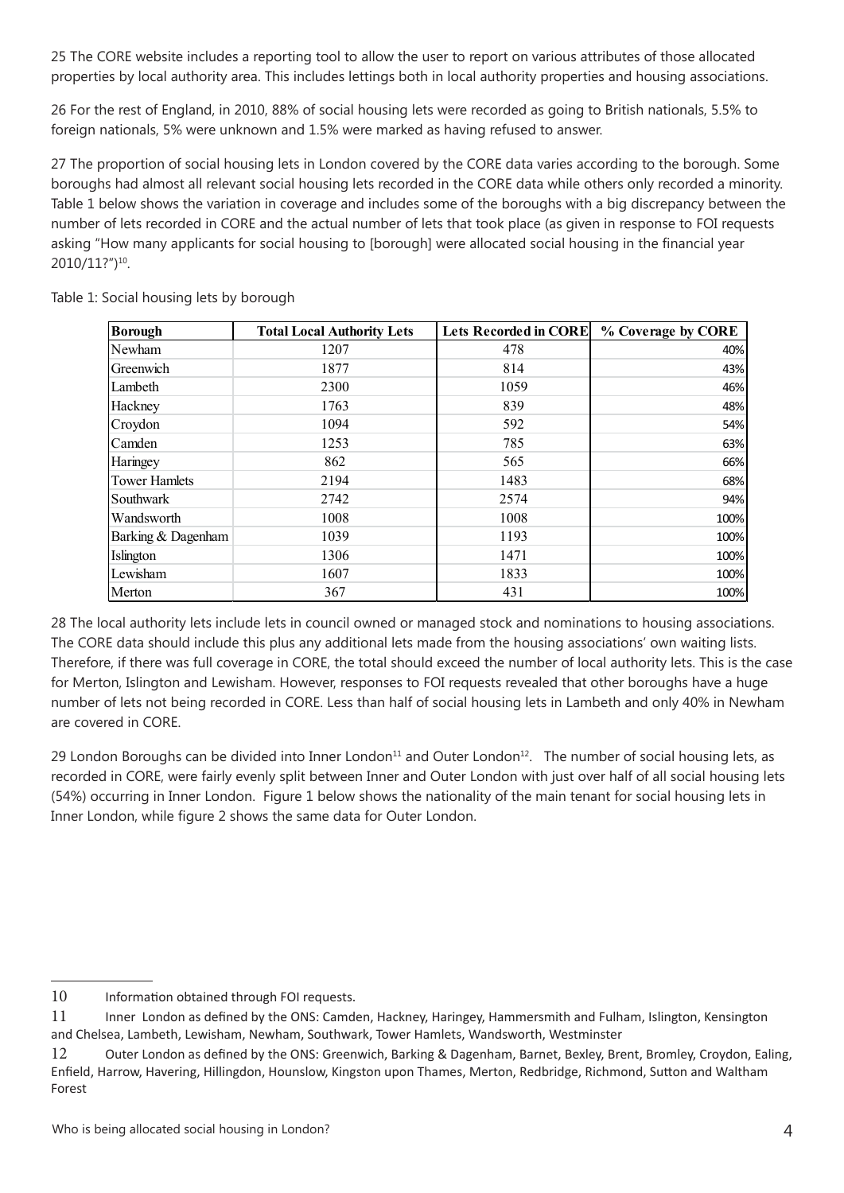25 The CORE website includes a reporting tool to allow the user to report on various attributes of those allocated properties by local authority area. This includes lettings both in local authority properties and housing associations.

26 For the rest of England, in 2010, 88% of social housing lets were recorded as going to British nationals, 5.5% to foreign nationals, 5% were unknown and 1.5% were marked as having refused to answer.

27 The proportion of social housing lets in London covered by the CORE data varies according to the borough. Some boroughs had almost all relevant social housing lets recorded in the CORE data while others only recorded a minority. Table 1 below shows the variation in coverage and includes some of the boroughs with a big discrepancy between the number of lets recorded in CORE and the actual number of lets that took place (as given in response to FOI requests asking "How many applicants for social housing to [borough] were allocated social housing in the financial year 2010/11?")[10].

Table 1: Social housing lets by borough

| Borough | Total Local Authority Lets | Lets Recorded in CORE | % Coverage by CORE |
|---|---|---|---|
| Newham | 1207 | 478 | 40% |
| Greenwich | 1877 | 814 | 43% |
| Lambeth | 2300 | 1059 | 46% |
| Hackney | 1763 | 839 | 48% |
| Croydon | 1094 | 592 | 54% |
| Camden | 1253 | 785 | 63% |
| Haringey | 862 | 565 | 66% |
| Tower Hamlets | 2194 | 1483 | 68% |
| Southwark | 2742 | 2574 | 94% |
| Wandsworth | 1008 | 1008 | 100% |
| Barking & Dagenham | 1039 | 1193 | 100% |
| Islington | 1306 | 1471 | 100% |
| Lewisham | 1607 | 1833 | 100% |
| Merton | 367 | 431 | 100% |

28 The local authority lets include lets in council owned or managed stock and nominations to housing associations. The CORE data should include this plus any additional lets made from the housing associations' own waiting lists. Therefore, if there was full coverage in CORE, the total should exceed the number of local authority lets. This is the case for Merton, Islington and Lewisham. However, responses to FOI requests revealed that other boroughs have a huge number of lets not being recorded in CORE. Less than half of social housing lets in Lambeth and only 40% in Newham are covered in CORE.

29 London Boroughs can be divided into Inner London[11] and Outer London[12]. The number of social housing lets, as recorded in CORE, were fairly evenly split between Inner and Outer London with just over half of all social housing lets (54%) occurring in Inner London. Figure 1 below shows the nationality of the main tenant for social housing lets in Inner London, while figure 2 shows the same data for Outer London.

---

10 Information obtained through FOI requests.

11 Inner London as defined by the ONS: Camden, Hackney, Haringey, Hammersmith and Fulham, Islington, Kensington and Chelsea, Lambeth, Lewisham, Newham, Southwark, Tower Hamlets, Wandsworth, Westminster

12 Outer London as defined by the ONS: Greenwich, Barking & Dagenham, Barnet, Bexley, Brent, Bromley, Croydon, Ealing, Enfield, Harrow, Havering, Hillingdon, Hounslow, Kingston upon Thames, Merton, Redbridge, Richmond, Sutton and Waltham Forest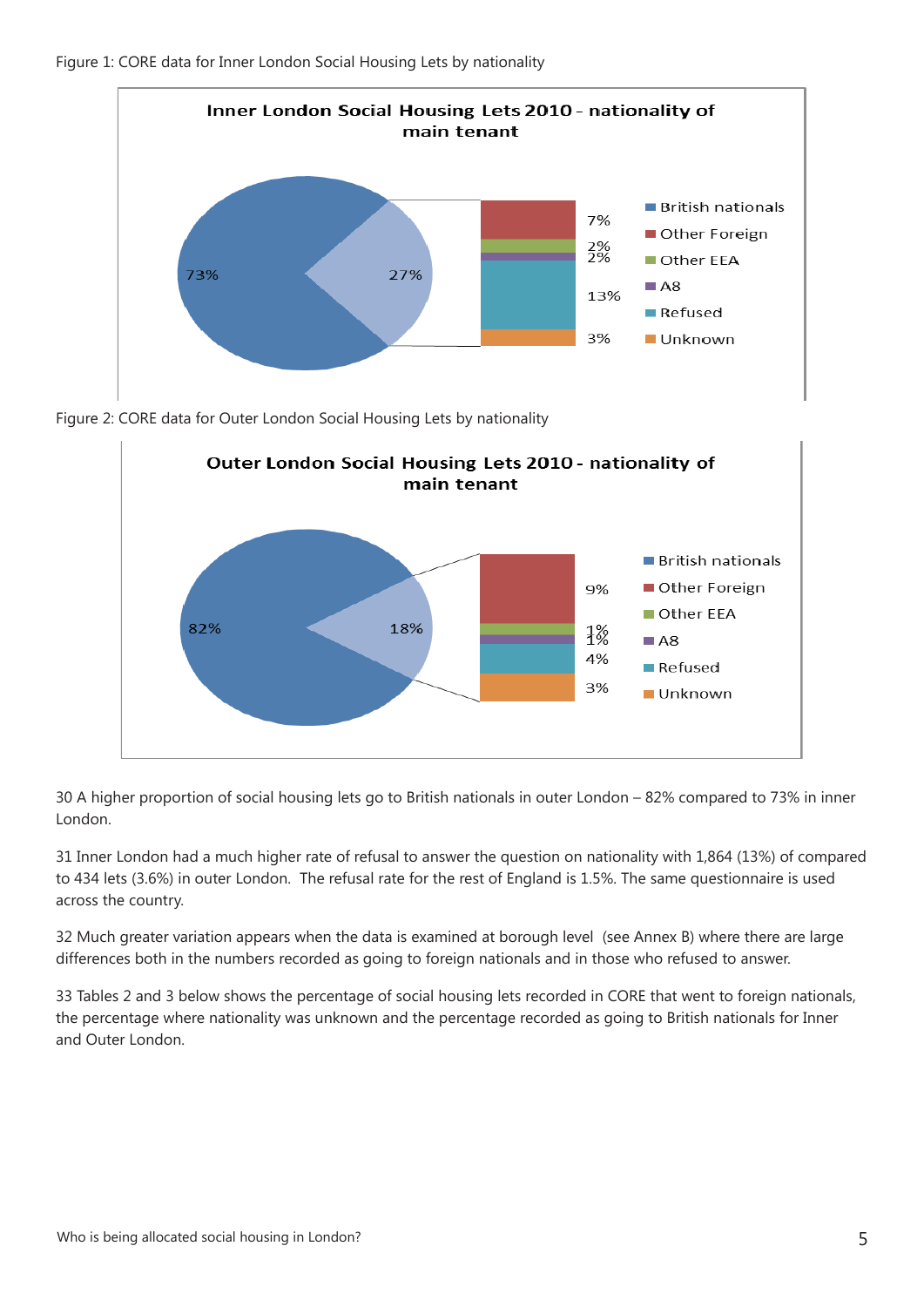Figure 1: CORE data for Inner London Social Housing Lets by nationality

**Inner London Social Housing Lets 2010 - nationality of main tenant**

| Category | % |
|---|---|
| British nationals | 73% |
| Other Foreign | 7% |
| Other EEA | 2% |
| A8 | 2% |
| Refused | 13% |
| Unknown | 3% |

Figure 2: CORE data for Outer London Social Housing Lets by nationality

**Outer London Social Housing Lets 2010 - nationality of main tenant**

| Category | % |
|---|---|
| British nationals | 82% |
| Other Foreign | 9% |
| Other EEA | 1% |
| A8 | 1% |
| Refused | 4% |
| Unknown | 3% |

30 A higher proportion of social housing lets go to British nationals in outer London – 82% compared to 73% in inner London.

31 Inner London had a much higher rate of refusal to answer the question on nationality with 1,864 (13%) of compared to 434 lets (3.6%) in outer London. The refusal rate for the rest of England is 1.5%. The same questionnaire is used across the country.

32 Much greater variation appears when the data is examined at borough level (see Annex B) where there are large differences both in the numbers recorded as going to foreign nationals and in those who refused to answer.

33 Tables 2 and 3 below shows the percentage of social housing lets recorded in CORE that went to foreign nationals, the percentage where nationality was unknown and the percentage recorded as going to British nationals for Inner and Outer London.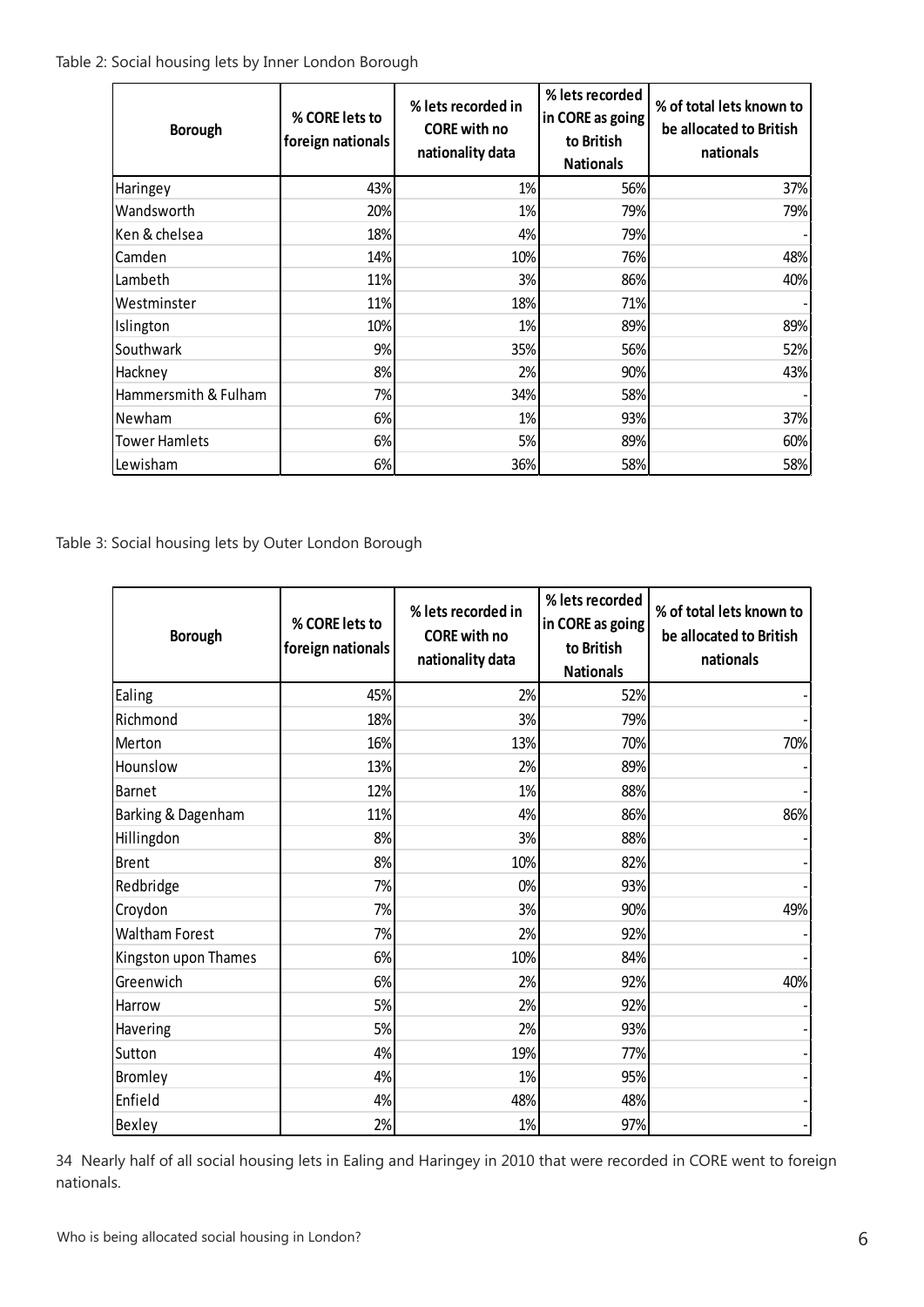Table 2: Social housing lets by Inner London Borough

| Borough | % CORE lets to foreign nationals | % lets recorded in CORE with no nationality data | % lets recorded in CORE as going to British Nationals | % of total lets known to be allocated to British nationals |
|---|---|---|---|---|
| Haringey | 43% | 1% | 56% | 37% |
| Wandsworth | 20% | 1% | 79% | 79% |
| Ken & chelsea | 18% | 4% | 79% | - |
| Camden | 14% | 10% | 76% | 48% |
| Lambeth | 11% | 3% | 86% | 40% |
| Westminster | 11% | 18% | 71% | - |
| Islington | 10% | 1% | 89% | 89% |
| Southwark | 9% | 35% | 56% | 52% |
| Hackney | 8% | 2% | 90% | 43% |
| Hammersmith & Fulham | 7% | 34% | 58% | - |
| Newham | 6% | 1% | 93% | 37% |
| Tower Hamlets | 6% | 5% | 89% | 60% |
| Lewisham | 6% | 36% | 58% | 58% |

Table 3: Social housing lets by Outer London Borough

| Borough | % CORE lets to foreign nationals | % lets recorded in CORE with no nationality data | % lets recorded in CORE as going to British Nationals | % of total lets known to be allocated to British nationals |
|---|---|---|---|---|
| Ealing | 45% | 2% | 52% | - |
| Richmond | 18% | 3% | 79% | - |
| Merton | 16% | 13% | 70% | 70% |
| Hounslow | 13% | 2% | 89% | - |
| Barnet | 12% | 1% | 88% | - |
| Barking & Dagenham | 11% | 4% | 86% | 86% |
| Hillingdon | 8% | 3% | 88% | - |
| Brent | 8% | 10% | 82% | - |
| Redbridge | 7% | 0% | 93% | - |
| Croydon | 7% | 3% | 90% | 49% |
| Waltham Forest | 7% | 2% | 92% | - |
| Kingston upon Thames | 6% | 10% | 84% | - |
| Greenwich | 6% | 2% | 92% | 40% |
| Harrow | 5% | 2% | 92% | - |
| Havering | 5% | 2% | 93% | - |
| Sutton | 4% | 19% | 77% | - |
| Bromley | 4% | 1% | 95% | - |
| Enfield | 4% | 48% | 48% | - |
| Bexley | 2% | 1% | 97% | - |

34 Nearly half of all social housing lets in Ealing and Haringey in 2010 that were recorded in CORE went to foreign nationals.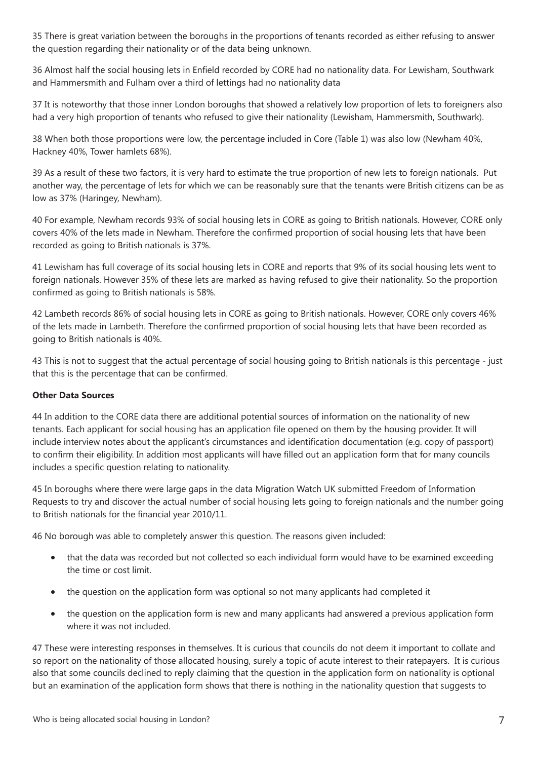35 There is great variation between the boroughs in the proportions of tenants recorded as either refusing to answer the question regarding their nationality or of the data being unknown.

36 Almost half the social housing lets in Enfield recorded by CORE had no nationality data. For Lewisham, Southwark and Hammersmith and Fulham over a third of lettings had no nationality data

37 It is noteworthy that those inner London boroughs that showed a relatively low proportion of lets to foreigners also had a very high proportion of tenants who refused to give their nationality (Lewisham, Hammersmith, Southwark).

38 When both those proportions were low, the percentage included in Core (Table 1) was also low (Newham 40%, Hackney 40%, Tower hamlets 68%).

39 As a result of these two factors, it is very hard to estimate the true proportion of new lets to foreign nationals. Put another way, the percentage of lets for which we can be reasonably sure that the tenants were British citizens can be as low as 37% (Haringey, Newham).

40 For example, Newham records 93% of social housing lets in CORE as going to British nationals. However, CORE only covers 40% of the lets made in Newham. Therefore the confirmed proportion of social housing lets that have been recorded as going to British nationals is 37%.

41 Lewisham has full coverage of its social housing lets in CORE and reports that 9% of its social housing lets went to foreign nationals. However 35% of these lets are marked as having refused to give their nationality. So the proportion confirmed as going to British nationals is 58%.

42 Lambeth records 86% of social housing lets in CORE as going to British nationals. However, CORE only covers 46% of the lets made in Lambeth. Therefore the confirmed proportion of social housing lets that have been recorded as going to British nationals is 40%.

43 This is not to suggest that the actual percentage of social housing going to British nationals is this percentage - just that this is the percentage that can be confirmed.

**Other Data Sources**

44 In addition to the CORE data there are additional potential sources of information on the nationality of new tenants. Each applicant for social housing has an application file opened on them by the housing provider. It will include interview notes about the applicant's circumstances and identification documentation (e.g. copy of passport) to confirm their eligibility. In addition most applicants will have filled out an application form that for many councils includes a specific question relating to nationality.

45 In boroughs where there were large gaps in the data Migration Watch UK submitted Freedom of Information Requests to try and discover the actual number of social housing lets going to foreign nationals and the number going to British nationals for the financial year 2010/11.

46 No borough was able to completely answer this question. The reasons given included:

- that the data was recorded but not collected so each individual form would have to be examined exceeding the time or cost limit.
- the question on the application form was optional so not many applicants had completed it
- the question on the application form is new and many applicants had answered a previous application form where it was not included.

47 These were interesting responses in themselves. It is curious that councils do not deem it important to collate and so report on the nationality of those allocated housing, surely a topic of acute interest to their ratepayers. It is curious also that some councils declined to reply claiming that the question in the application form on nationality is optional but an examination of the application form shows that there is nothing in the nationality question that suggests to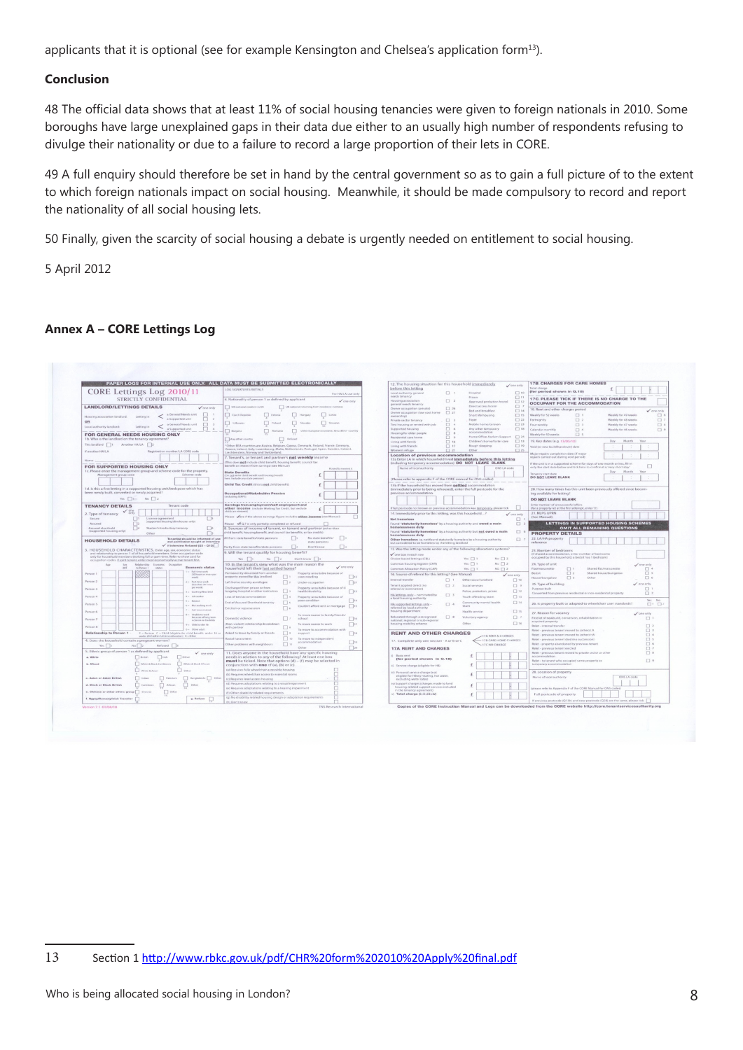applicants that it is optional (see for example Kensington and Chelsea's application form[13]).

**Conclusion**

48 The official data shows that at least 11% of social housing tenancies were given to foreign nationals in 2010. Some boroughs have large unexplained gaps in their data due either to an usually high number of respondents refusing to divulge their nationality or due to a failure to record a large proportion of their lets in CORE.

49 A full enquiry should therefore be set in hand by the central government so as to gain a full picture of to the extent to which foreign nationals impact on social housing. Meanwhile, it should be made compulsory to record and report the nationality of all social housing lets.

50 Finally, given the scarcity of social housing a debate is urgently needed on entitlement to social housing.

5 April 2012

## Annex A – CORE Lettings Log

13 Section 1 http://www.rbkc.gov.uk/pdf/CHR%20form%202010%20Apply%20final.pdf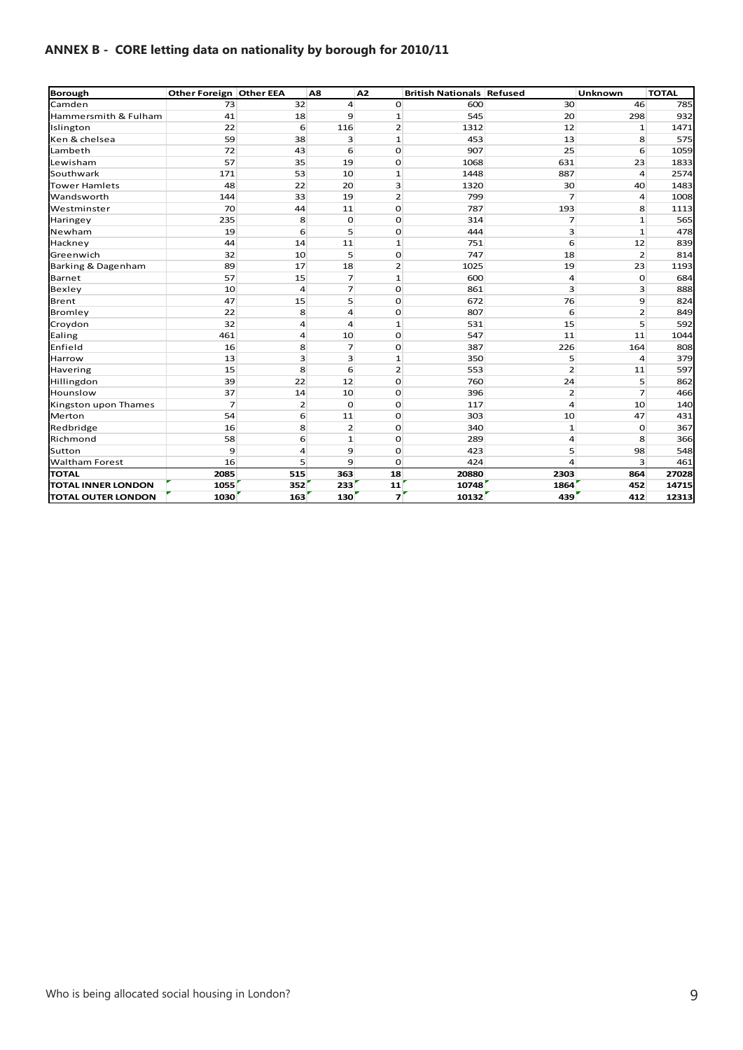## ANNEX B - CORE letting data on nationality by borough for 2010/11

| Borough | Other Foreign | Other EEA | A8 | A2 | British Nationals | Refused | Unknown | TOTAL |
|---|---|---|---|---|---|---|---|---|
| Camden | 73 | 32 | 4 | 0 | 600 | 30 | 46 | 785 |
| Hammersmith & Fulham | 41 | 18 | 9 | 1 | 545 | 20 | 298 | 932 |
| Islington | 22 | 6 | 116 | 2 | 1312 | 12 | 1 | 1471 |
| Ken & chelsea | 59 | 38 | 3 | 1 | 453 | 13 | 8 | 575 |
| Lambeth | 72 | 43 | 6 | 0 | 907 | 25 | 6 | 1059 |
| Lewisham | 57 | 35 | 19 | 0 | 1068 | 631 | 23 | 1833 |
| Southwark | 171 | 53 | 10 | 1 | 1448 | 887 | 4 | 2574 |
| Tower Hamlets | 48 | 22 | 20 | 3 | 1320 | 30 | 40 | 1483 |
| Wandsworth | 144 | 33 | 19 | 2 | 799 | 7 | 4 | 1008 |
| Westminster | 70 | 44 | 11 | 0 | 787 | 193 | 8 | 1113 |
| Haringey | 235 | 8 | 0 | 0 | 314 | 7 | 1 | 565 |
| Newham | 19 | 6 | 5 | 0 | 444 | 3 | 1 | 478 |
| Hackney | 44 | 14 | 11 | 1 | 751 | 6 | 12 | 839 |
| Greenwich | 32 | 10 | 5 | 0 | 747 | 18 | 2 | 814 |
| Barking & Dagenham | 89 | 17 | 18 | 2 | 1025 | 19 | 23 | 1193 |
| Barnet | 57 | 15 | 7 | 1 | 600 | 4 | 0 | 684 |
| Bexley | 10 | 4 | 7 | 0 | 861 | 3 | 3 | 888 |
| Brent | 47 | 15 | 5 | 0 | 672 | 76 | 9 | 824 |
| Bromley | 22 | 8 | 4 | 0 | 807 | 6 | 2 | 849 |
| Croydon | 32 | 4 | 4 | 1 | 531 | 15 | 5 | 592 |
| Ealing | 461 | 4 | 10 | 0 | 547 | 11 | 11 | 1044 |
| Enfield | 16 | 8 | 7 | 0 | 387 | 226 | 164 | 808 |
| Harrow | 13 | 3 | 3 | 1 | 350 | 5 | 4 | 379 |
| Havering | 15 | 8 | 6 | 2 | 553 | 2 | 11 | 597 |
| Hillingdon | 39 | 22 | 12 | 0 | 760 | 24 | 5 | 862 |
| Hounslow | 37 | 14 | 10 | 0 | 396 | 2 | 7 | 466 |
| Kingston upon Thames | 7 | 2 | 0 | 0 | 117 | 4 | 10 | 140 |
| Merton | 54 | 6 | 11 | 0 | 303 | 10 | 47 | 431 |
| Redbridge | 16 | 8 | 2 | 0 | 340 | 1 | 0 | 367 |
| Richmond | 58 | 6 | 1 | 0 | 289 | 4 | 8 | 366 |
| Sutton | 9 | 4 | 9 | 0 | 423 | 5 | 98 | 548 |
| Waltham Forest | 16 | 5 | 9 | 0 | 424 | 4 | 3 | 461 |
| **TOTAL** | **2085** | **515** | **363** | **18** | **20880** | **2303** | **864** | **27028** |
| **TOTAL INNER LONDON** | **1055** | **352** | **233** | **11** | **10748** | **1864** | **452** | **14715** |
| **TOTAL OUTER LONDON** | **1030** | **163** | **130** | **7** | **10132** | **439** | **412** | **12313** |

Who is being allocated social housing in London?